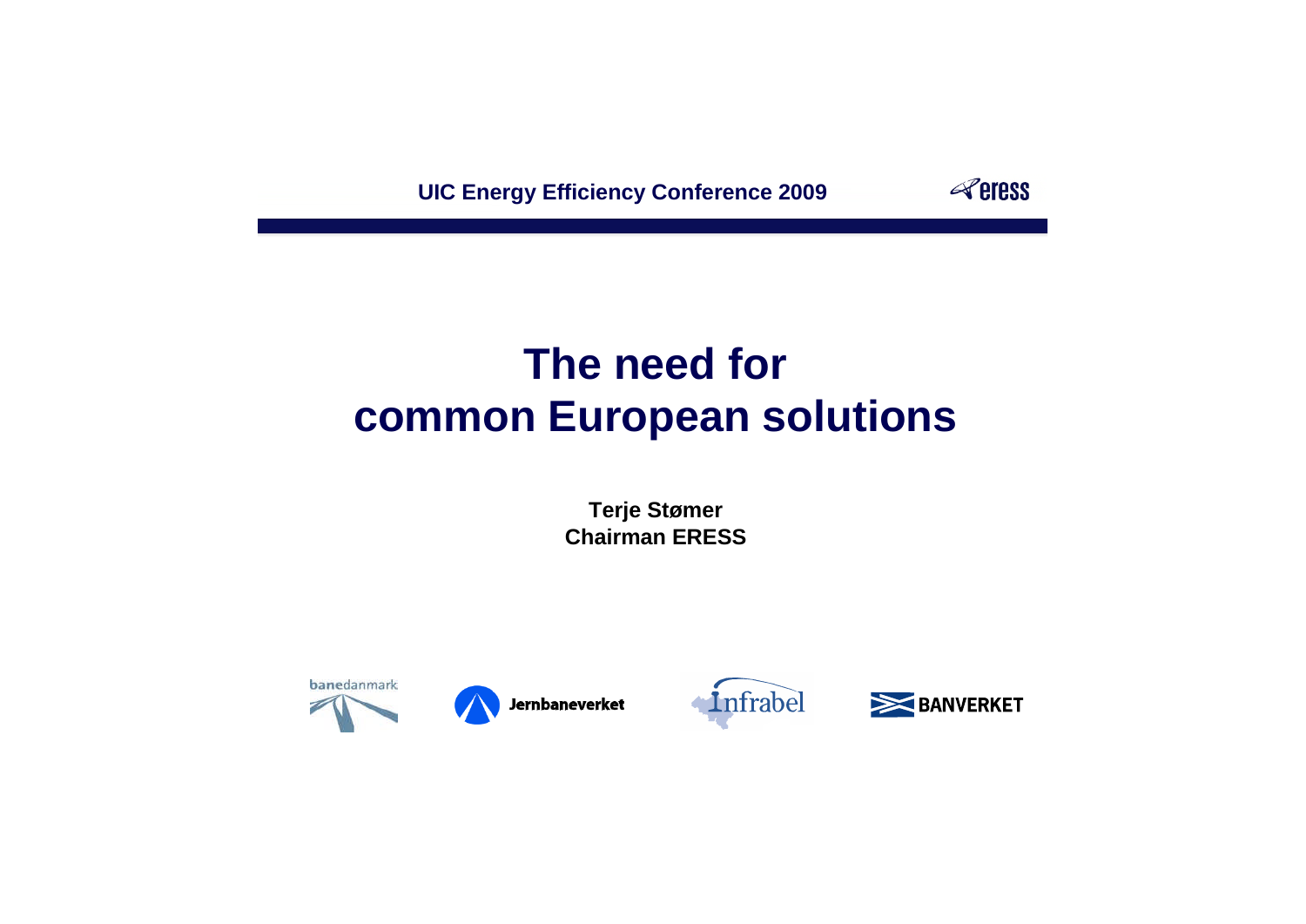UIC Energy Efficiency Conference 2009

# The need for common European solutions

**Terje Stømer**
**Chairman ERESS**

banedanmark

Jernbaneverket

Infrabel

BANVERKET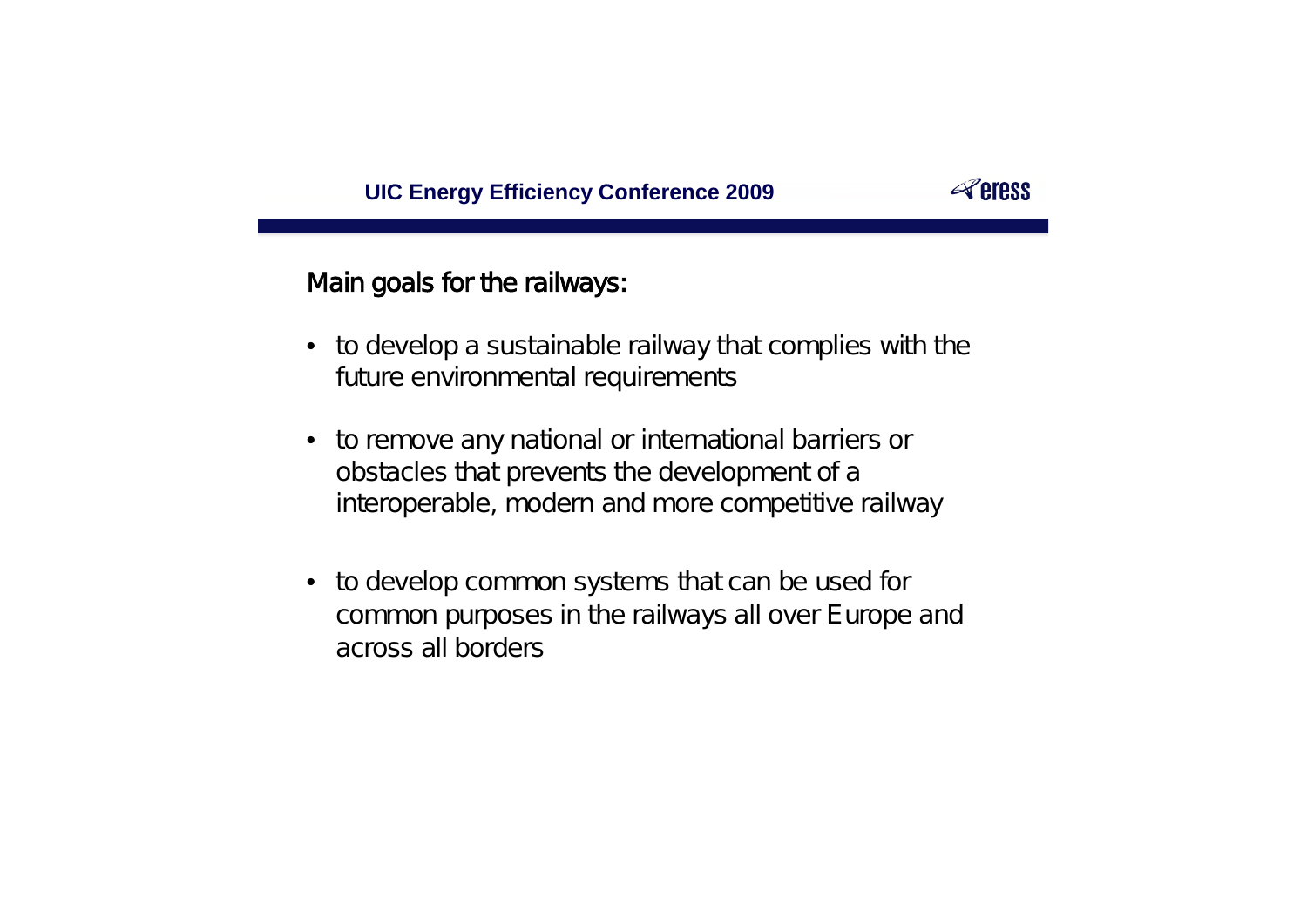Main goals for the railways:

- to develop a sustainable railway that complies with the future environmental requirements
- to remove any national or international barriers or obstacles that prevents the development of a interoperable, modern and more competitive railway
- to develop common systems that can be used for common purposes in the railways all over Europe and across all borders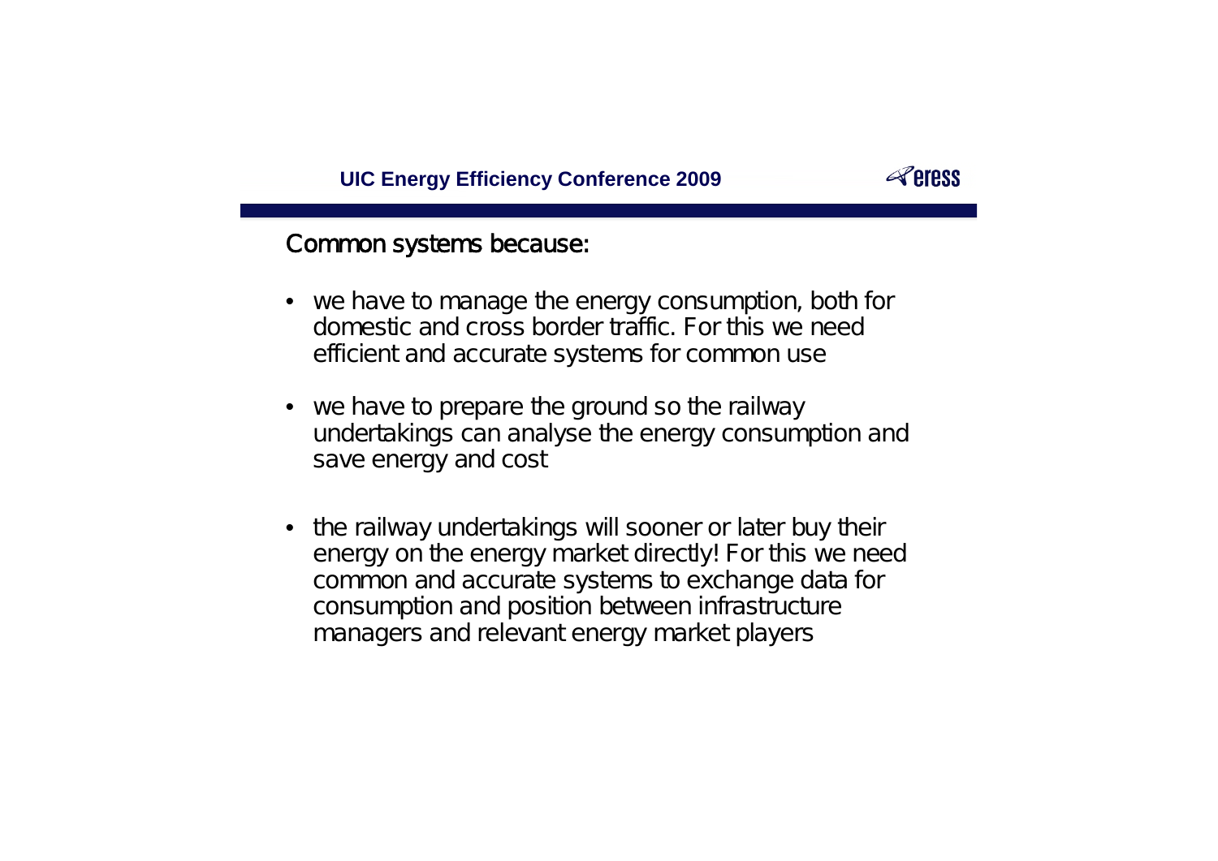Common systems because:

- we have to manage the energy consumption, both for domestic and cross border traffic. For this we need efficient and accurate systems for common use
- we have to prepare the ground so the railway undertakings can analyse the energy consumption and save energy and cost
- the railway undertakings will sooner or later buy their energy on the energy market directly! For this we need common and accurate systems to exchange data for consumption and position between infrastructure managers and relevant energy market players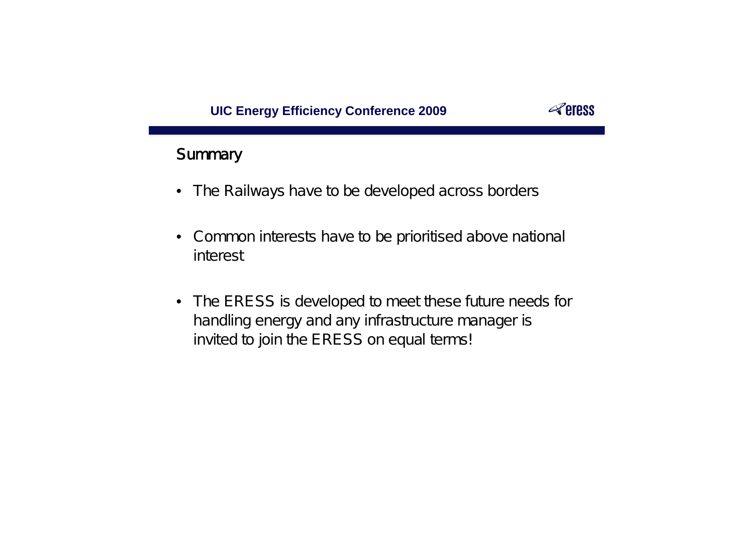## Summary

- The Railways have to be developed across borders
- Common interests have to be prioritised above national interest
- The ERESS is developed to meet these future needs for handling energy and any infrastructure manager is invited to join the ERESS on equal terms!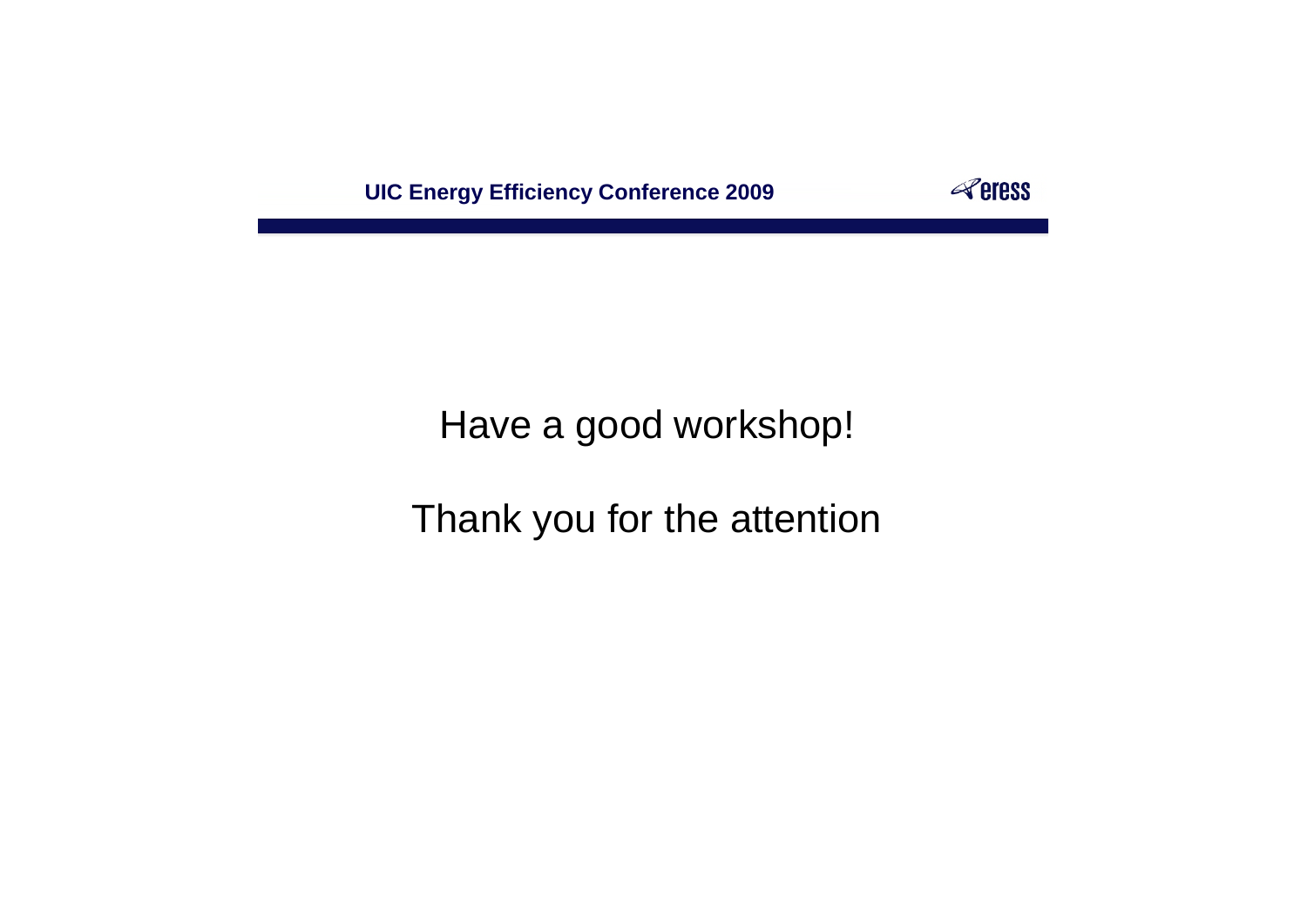Have a good workshop!

Thank you for the attention